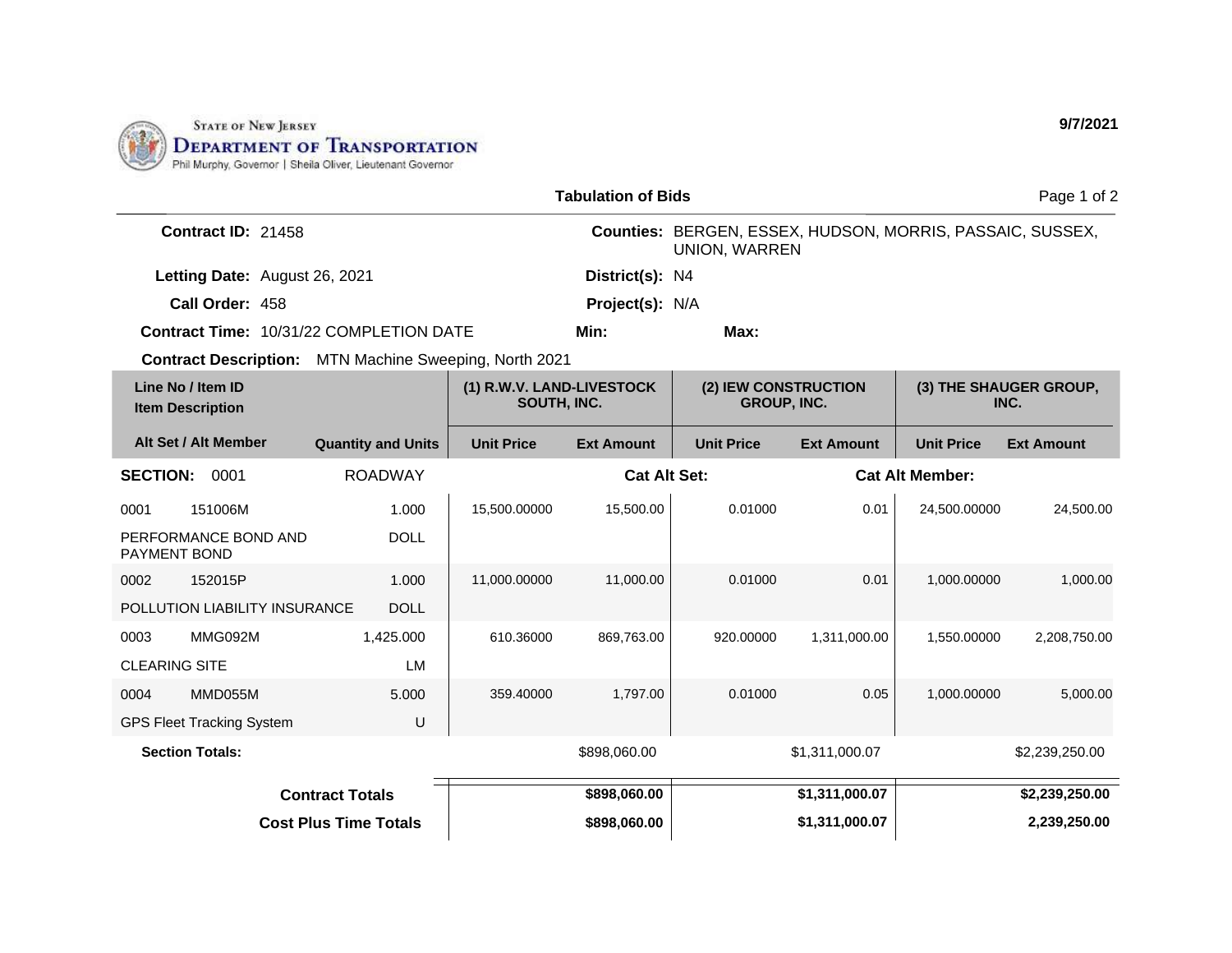STATE OF NEW JERSEY
DEPARTMENT OF TRANSPORTATION
Phil Murphy, Governor | Sheila Oliver, Lieutenant Governor

9/7/2021

## Tabulation of Bids

**Contract ID:** 21458

**Counties:** BERGEN, ESSEX, HUDSON, MORRIS, PASSAIC, SUSSEX, UNION, WARREN

**Letting Date:** August 26, 2021

**District(s):** N4

**Call Order:** 458

**Project(s):** N/A

**Contract Time:** 10/31/22 COMPLETION DATE

**Min:**

**Max:**

**Contract Description:** MTN Machine Sweeping, North 2021

| Line No / Item ID / Item Description / Alt Set / Alt Member | Quantity and Units | (1) R.W.V. LAND-LIVESTOCK SOUTH, INC. Unit Price | Ext Amount | (2) IEW CONSTRUCTION GROUP, INC. Unit Price | Ext Amount | (3) THE SHAUGER GROUP, INC. Unit Price | Ext Amount |
|---|---|---|---|---|---|---|---|
| **SECTION: 0001** | ROADWAY | | **Cat Alt Set:** | | **Cat Alt Member:** | | |
| 0001 151006M PERFORMANCE BOND AND PAYMENT BOND | 1.000 DOLL | 15,500.00000 | 15,500.00 | 0.01000 | 0.01 | 24,500.00000 | 24,500.00 |
| 0002 152015P POLLUTION LIABILITY INSURANCE | 1.000 DOLL | 11,000.00000 | 11,000.00 | 0.01000 | 0.01 | 1,000.00000 | 1,000.00 |
| 0003 MMG092M CLEARING SITE | 1,425.000 LM | 610.36000 | 869,763.00 | 920.00000 | 1,311,000.00 | 1,550.00000 | 2,208,750.00 |
| 0004 MMD055M GPS Fleet Tracking System | 5.000 U | 359.40000 | 1,797.00 | 0.01000 | 0.05 | 1,000.00000 | 5,000.00 |
| **Section Totals:** | | | $898,060.00 | | $1,311,000.07 | | $2,239,250.00 |
| **Contract Totals** | | | **$898,060.00** | | **$1,311,000.07** | | **$2,239,250.00** |
| **Cost Plus Time Totals** | | | **$898,060.00** | | **$1,311,000.07** | | **2,239,250.00** |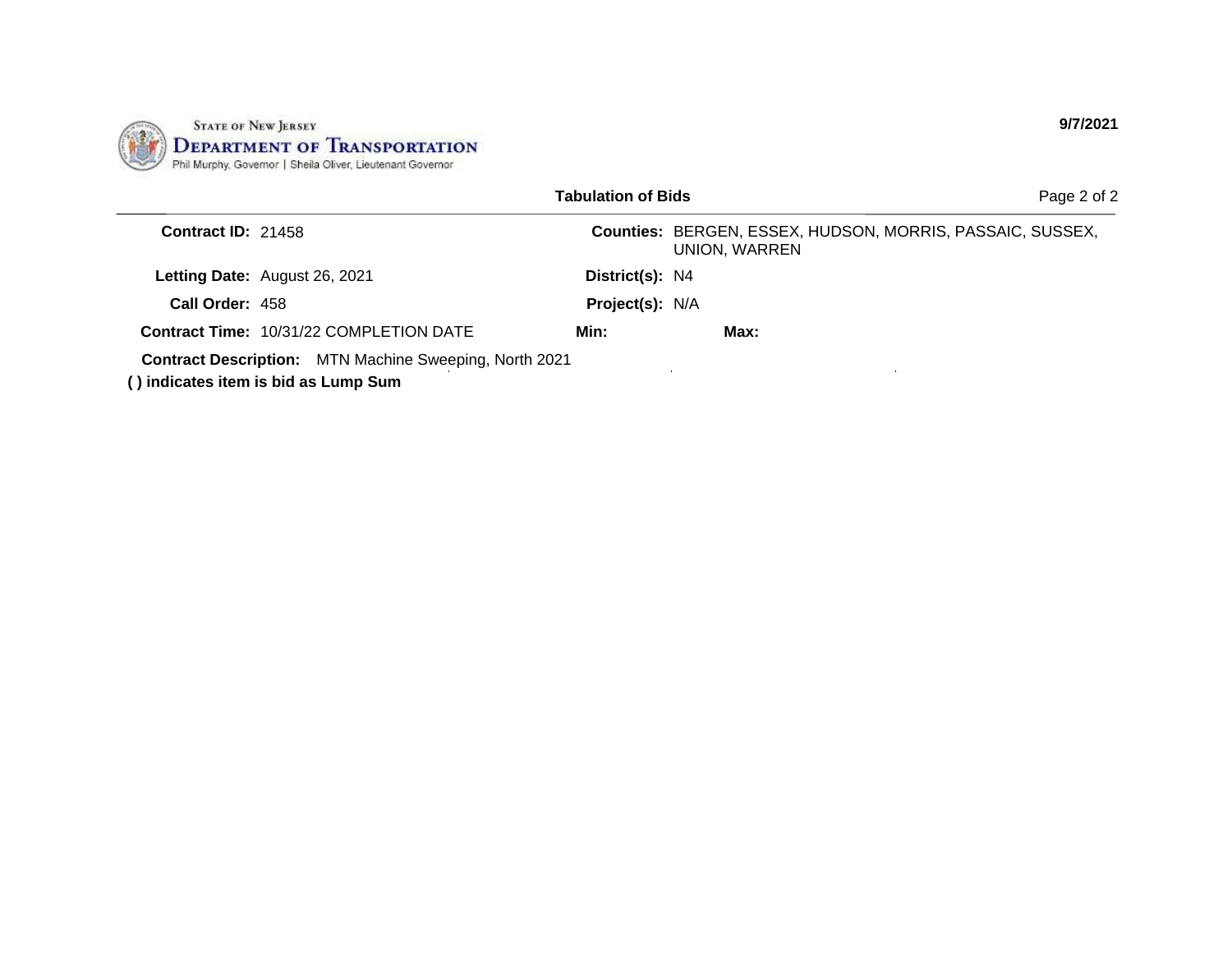STATE OF NEW JERSEY
DEPARTMENT OF TRANSPORTATION
Phil Murphy, Governor | Sheila Oliver, Lieutenant Governor

9/7/2021

**Tabulation of Bids**

| | | | |
|---|---|---|---|
| **Contract ID:** | 21458 | **Counties:** | BERGEN, ESSEX, HUDSON, MORRIS, PASSAIC, SUSSEX, UNION, WARREN |
| **Letting Date:** | August 26, 2021 | **District(s):** | N4 |
| **Call Order:** | 458 | **Project(s):** | N/A |
| **Contract Time:** | 10/31/22 COMPLETION DATE | **Min:** | **Max:** |

**Contract Description:** MTN Machine Sweeping, North 2021

**( ) indicates item is bid as Lump Sum**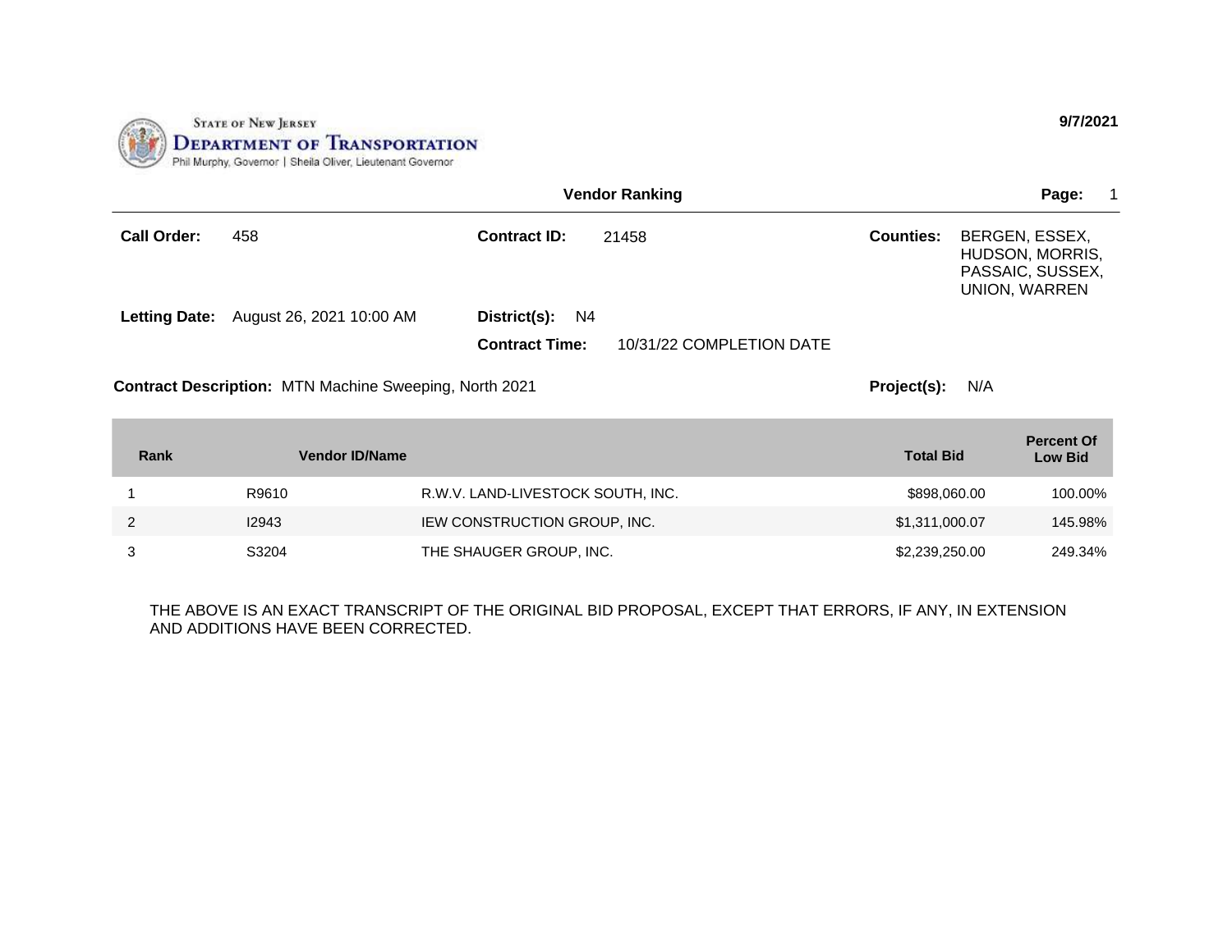STATE OF NEW JERSEY
DEPARTMENT OF TRANSPORTATION
Phil Murphy, Governor | Sheila Oliver, Lieutenant Governor

**9/7/2021**

## Vendor Ranking

**Page:** 1

**Call Order:** 458

**Contract ID:** 21458

**Counties:** BERGEN, ESSEX, HUDSON, MORRIS, PASSAIC, SUSSEX, UNION, WARREN

**Letting Date:** August 26, 2021 10:00 AM

**District(s):** N4

**Contract Time:** 10/31/22 COMPLETION DATE

**Contract Description:** MTN Machine Sweeping, North 2021

**Project(s):** N/A

| Rank | Vendor ID/Name | | Total Bid | Percent Of Low Bid |
|---|---|---|---|---|
| 1 | R9610 | R.W.V. LAND-LIVESTOCK SOUTH, INC. | $898,060.00 | 100.00% |
| 2 | I2943 | IEW CONSTRUCTION GROUP, INC. | $1,311,000.07 | 145.98% |
| 3 | S3204 | THE SHAUGER GROUP, INC. | $2,239,250.00 | 249.34% |

THE ABOVE IS AN EXACT TRANSCRIPT OF THE ORIGINAL BID PROPOSAL, EXCEPT THAT ERRORS, IF ANY, IN EXTENSION AND ADDITIONS HAVE BEEN CORRECTED.